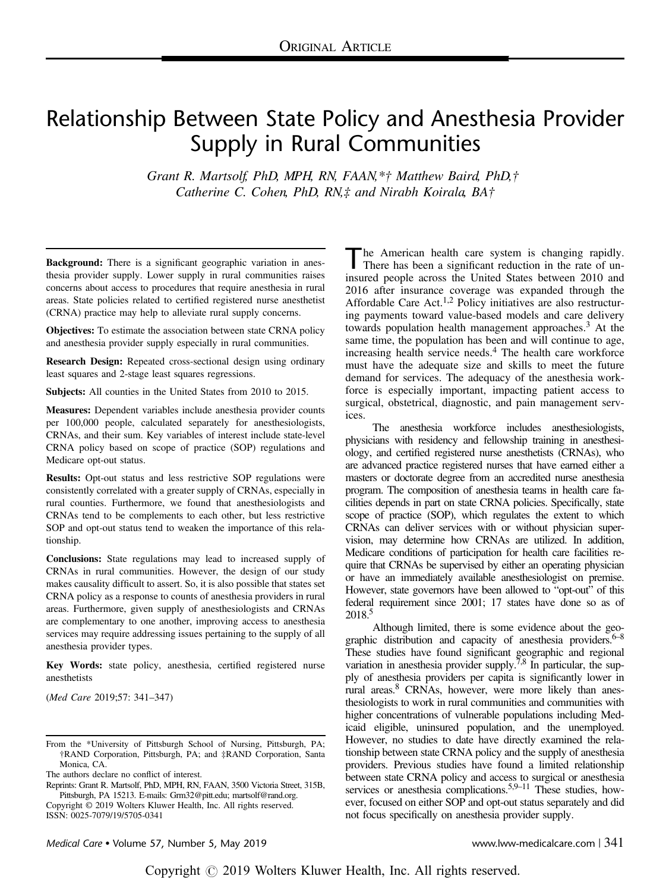Original Article

# Relationship Between State Policy and Anesthesia Provider Supply in Rural Communities

*Grant R. Martsolf, PhD, MPH, RN, FAAN,\*† Matthew Baird, PhD,† Catherine C. Cohen, PhD, RN,‡ and Nirabh Koirala, BA†*

**Background:** There is a significant geographic variation in anesthesia provider supply. Lower supply in rural communities raises concerns about access to procedures that require anesthesia in rural areas. State policies related to certified registered nurse anesthetist (CRNA) practice may help to alleviate rural supply concerns.

**Objectives:** To estimate the association between state CRNA policy and anesthesia provider supply especially in rural communities.

**Research Design:** Repeated cross-sectional design using ordinary least squares and 2-stage least squares regressions.

**Subjects:** All counties in the United States from 2010 to 2015.

**Measures:** Dependent variables include anesthesia provider counts per 100,000 people, calculated separately for anesthesiologists, CRNAs, and their sum. Key variables of interest include state-level CRNA policy based on scope of practice (SOP) regulations and Medicare opt-out status.

**Results:** Opt-out status and less restrictive SOP regulations were consistently correlated with a greater supply of CRNAs, especially in rural counties. Furthermore, we found that anesthesiologists and CRNAs tend to be complements to each other, but less restrictive SOP and opt-out status tend to weaken the importance of this relationship.

**Conclusions:** State regulations may lead to increased supply of CRNAs in rural communities. However, the design of our study makes causality difficult to assert. So, it is also possible that states set CRNA policy as a response to counts of anesthesia providers in rural areas. Furthermore, given supply of anesthesiologists and CRNAs are complementary to one another, improving access to anesthesia services may require addressing issues pertaining to the supply of all anesthesia provider types.

**Key Words:** state policy, anesthesia, certified registered nurse anesthetists

(*Med Care* 2019;57: 341–347)

From the \*University of Pittsburgh School of Nursing, Pittsburgh, PA; †RAND Corporation, Pittsburgh, PA; and ‡RAND Corporation, Santa Monica, CA.

The authors declare no conflict of interest.

Reprints: Grant R. Martsolf, PhD, MPH, RN, FAAN, 3500 Victoria Street, 315B, Pittsburgh, PA 15213. E-mails: Grm32@pitt.edu; martsolf@rand.org.

Copyright © 2019 Wolters Kluwer Health, Inc. All rights reserved.

ISSN: 0025-7079/19/5705-0341

The American health care system is changing rapidly. There has been a significant reduction in the rate of uninsured people across the United States between 2010 and 2016 after insurance coverage was expanded through the Affordable Care Act.[1,2] Policy initiatives are also restructuring payments toward value-based models and care delivery towards population health management approaches.[3] At the same time, the population has been and will continue to age, increasing health service needs.[4] The health care workforce must have the adequate size and skills to meet the future demand for services. The adequacy of the anesthesia workforce is especially important, impacting patient access to surgical, obstetrical, diagnostic, and pain management services.

The anesthesia workforce includes anesthesiologists, physicians with residency and fellowship training in anesthesiology, and certified registered nurse anesthetists (CRNAs), who are advanced practice registered nurses that have earned either a masters or doctorate degree from an accredited nurse anesthesia program. The composition of anesthesia teams in health care facilities depends in part on state CRNA policies. Specifically, state scope of practice (SOP), which regulates the extent to which CRNAs can deliver services with or without physician supervision, may determine how CRNAs are utilized. In addition, Medicare conditions of participation for health care facilities require that CRNAs be supervised by either an operating physician or have an immediately available anesthesiologist on premise. However, state governors have been allowed to "opt-out" of this federal requirement since 2001; 17 states have done so as of 2018.[5]

Although limited, there is some evidence about the geographic distribution and capacity of anesthesia providers.[6–8] These studies have found significant geographic and regional variation in anesthesia provider supply.[7,8] In particular, the supply of anesthesia providers per capita is significantly lower in rural areas.[8] CRNAs, however, were more likely than anesthesiologists to work in rural communities and communities with higher concentrations of vulnerable populations including Medicaid eligible, uninsured population, and the unemployed. However, no studies to date have directly examined the relationship between state CRNA policy and the supply of anesthesia providers. Previous studies have found a limited relationship between state CRNA policy and access to surgical or anesthesia services or anesthesia complications.[5,9–11] These studies, however, focused on either SOP and opt-out status separately and did not focus specifically on anesthesia provider supply.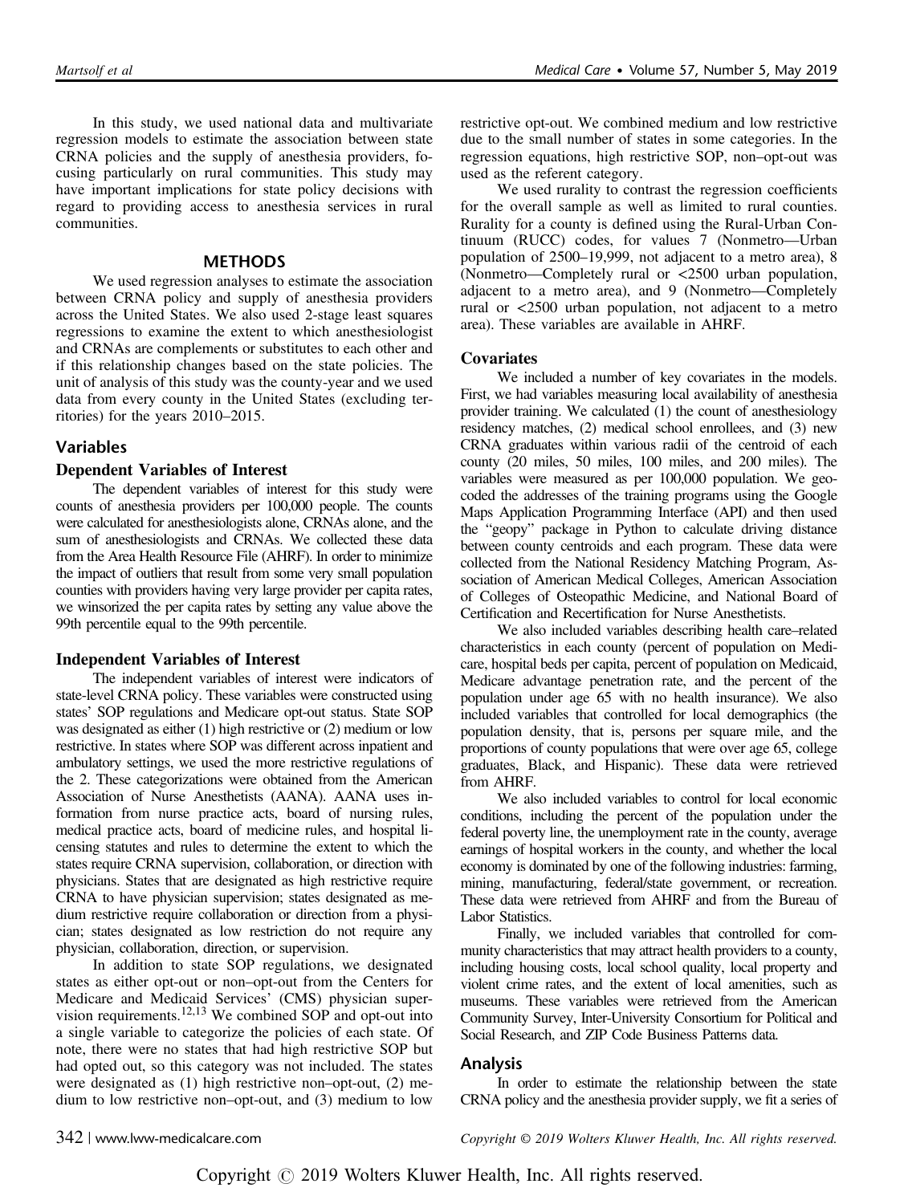In this study, we used national data and multivariate regression models to estimate the association between state CRNA policies and the supply of anesthesia providers, focusing particularly on rural communities. This study may have important implications for state policy decisions with regard to providing access to anesthesia services in rural communities.

## METHODS

We used regression analyses to estimate the association between CRNA policy and supply of anesthesia providers across the United States. We also used 2-stage least squares regressions to examine the extent to which anesthesiologist and CRNAs are complements or substitutes to each other and if this relationship changes based on the state policies. The unit of analysis of this study was the county-year and we used data from every county in the United States (excluding territories) for the years 2010–2015.

### Variables

#### Dependent Variables of Interest

The dependent variables of interest for this study were counts of anesthesia providers per 100,000 people. The counts were calculated for anesthesiologists alone, CRNAs alone, and the sum of anesthesiologists and CRNAs. We collected these data from the Area Health Resource File (AHRF). In order to minimize the impact of outliers that result from some very small population counties with providers having very large provider per capita rates, we winsorized the per capita rates by setting any value above the 99th percentile equal to the 99th percentile.

#### Independent Variables of Interest

The independent variables of interest were indicators of state-level CRNA policy. These variables were constructed using states' SOP regulations and Medicare opt-out status. State SOP was designated as either (1) high restrictive or (2) medium or low restrictive. In states where SOP was different across inpatient and ambulatory settings, we used the more restrictive regulations of the 2. These categorizations were obtained from the American Association of Nurse Anesthetists (AANA). AANA uses information from nurse practice acts, board of nursing rules, medical practice acts, board of medicine rules, and hospital licensing statutes and rules to determine the extent to which the states require CRNA supervision, collaboration, or direction with physicians. States that are designated as high restrictive require CRNA to have physician supervision; states designated as medium restrictive require collaboration or direction from a physician; states designated as low restriction do not require any physician, collaboration, direction, or supervision.

In addition to state SOP regulations, we designated states as either opt-out or non–opt-out from the Centers for Medicare and Medicaid Services' (CMS) physician supervision requirements.[12,13] We combined SOP and opt-out into a single variable to categorize the policies of each state. Of note, there were no states that had high restrictive SOP but had opted out, so this category was not included. The states were designated as (1) high restrictive non–opt-out, (2) medium to low restrictive non–opt-out, and (3) medium to low restrictive opt-out. We combined medium and low restrictive due to the small number of states in some categories. In the regression equations, high restrictive SOP, non–opt-out was used as the referent category.

We used rurality to contrast the regression coefficients for the overall sample as well as limited to rural counties. Rurality for a county is defined using the Rural-Urban Continuum (RUCC) codes, for values 7 (Nonmetro—Urban population of 2500–19,999, not adjacent to a metro area), 8 (Nonmetro—Completely rural or <2500 urban population, adjacent to a metro area), and 9 (Nonmetro—Completely rural or <2500 urban population, not adjacent to a metro area). These variables are available in AHRF.

#### Covariates

We included a number of key covariates in the models. First, we had variables measuring local availability of anesthesia provider training. We calculated (1) the count of anesthesiology residency matches, (2) medical school enrollees, and (3) new CRNA graduates within various radii of the centroid of each county (20 miles, 50 miles, 100 miles, and 200 miles). The variables were measured as per 100,000 population. We geocoded the addresses of the training programs using the Google Maps Application Programming Interface (API) and then used the "geopy" package in Python to calculate driving distance between county centroids and each program. These data were collected from the National Residency Matching Program, Association of American Medical Colleges, American Association of Colleges of Osteopathic Medicine, and National Board of Certification and Recertification for Nurse Anesthetists.

We also included variables describing health care–related characteristics in each county (percent of population on Medicare, hospital beds per capita, percent of population on Medicaid, Medicare advantage penetration rate, and the percent of the population under age 65 with no health insurance). We also included variables that controlled for local demographics (the population density, that is, persons per square mile, and the proportions of county populations that were over age 65, college graduates, Black, and Hispanic). These data were retrieved from AHRF.

We also included variables to control for local economic conditions, including the percent of the population under the federal poverty line, the unemployment rate in the county, average earnings of hospital workers in the county, and whether the local economy is dominated by one of the following industries: farming, mining, manufacturing, federal/state government, or recreation. These data were retrieved from AHRF and from the Bureau of Labor Statistics.

Finally, we included variables that controlled for community characteristics that may attract health providers to a county, including housing costs, local school quality, local property and violent crime rates, and the extent of local amenities, such as museums. These variables were retrieved from the American Community Survey, Inter-University Consortium for Political and Social Research, and ZIP Code Business Patterns data.

### Analysis

In order to estimate the relationship between the state CRNA policy and the anesthesia provider supply, we fit a series of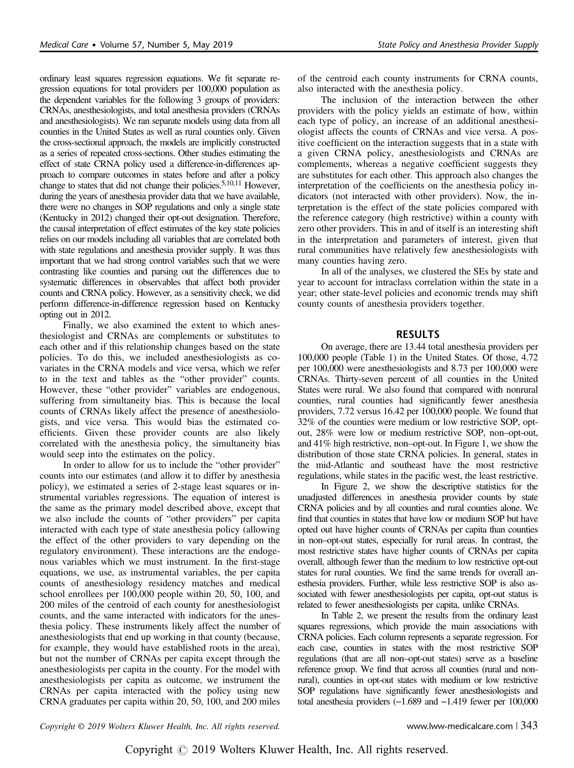ordinary least squares regression equations. We fit separate regression equations for total providers per 100,000 population as the dependent variables for the following 3 groups of providers: CRNAs, anesthesiologists, and total anesthesia providers (CRNAs and anesthesiologists). We ran separate models using data from all counties in the United States as well as rural counties only. Given the cross-sectional approach, the models are implicitly constructed as a series of repeated cross-sections. Other studies estimating the effect of state CRNA policy used a difference-in-differences approach to compare outcomes in states before and after a policy change to states that did not change their policies.[5,10,11] However, during the years of anesthesia provider data that we have available, there were no changes in SOP regulations and only a single state (Kentucky in 2012) changed their opt-out designation. Therefore, the causal interpretation of effect estimates of the key state policies relies on our models including all variables that are correlated both with state regulations and anesthesia provider supply. It was thus important that we had strong control variables such that we were contrasting like counties and parsing out the differences due to systematic differences in observables that affect both provider counts and CRNA policy. However, as a sensitivity check, we did perform difference-in-difference regression based on Kentucky opting out in 2012.

Finally, we also examined the extent to which anesthesiologist and CRNAs are complements or substitutes to each other and if this relationship changes based on the state policies. To do this, we included anesthesiologists as covariates in the CRNA models and vice versa, which we refer to in the text and tables as the "other provider" counts. However, these "other provider" variables are endogenous, suffering from simultaneity bias. This is because the local counts of CRNAs likely affect the presence of anesthesiologists, and vice versa. This would bias the estimated coefficients. Given these provider counts are also likely correlated with the anesthesia policy, the simultaneity bias would seep into the estimates on the policy.

In order to allow for us to include the "other provider" counts into our estimates (and allow it to differ by anesthesia policy), we estimated a series of 2-stage least squares or instrumental variables regressions. The equation of interest is the same as the primary model described above, except that we also include the counts of "other providers" per capita interacted with each type of state anesthesia policy (allowing the effect of the other providers to vary depending on the regulatory environment). These interactions are the endogenous variables which we must instrument. In the first-stage equations, we use, as instrumental variables, the per capita counts of anesthesiology residency matches and medical school enrollees per 100,000 people within 20, 50, 100, and 200 miles of the centroid of each county for anesthesiologist counts, and the same interacted with indicators for the anesthesia policy. These instruments likely affect the number of anesthesiologists that end up working in that county (because, for example, they would have established roots in the area), but not the number of CRNAs per capita except through the anesthesiologists per capita in the county. For the model with anesthesiologists per capita as outcome, we instrument the CRNAs per capita interacted with the policy using new CRNA graduates per capita within 20, 50, 100, and 200 miles of the centroid each county instruments for CRNA counts, also interacted with the anesthesia policy.

The inclusion of the interaction between the other providers with the policy yields an estimate of how, within each type of policy, an increase of an additional anesthesiologist affects the counts of CRNAs and vice versa. A positive coefficient on the interaction suggests that in a state with a given CRNA policy, anesthesiologists and CRNAs are complements, whereas a negative coefficient suggests they are substitutes for each other. This approach also changes the interpretation of the coefficients on the anesthesia policy indicators (not interacted with other providers). Now, the interpretation is the effect of the state policies compared with the reference category (high restrictive) within a county with zero other providers. This in and of itself is an interesting shift in the interpretation and parameters of interest, given that rural communities have relatively few anesthesiologists with many counties having zero.

In all of the analyses, we clustered the SEs by state and year to account for intraclass correlation within the state in a year; other state-level policies and economic trends may shift county counts of anesthesia providers together.

## RESULTS

On average, there are 13.44 total anesthesia providers per 100,000 people (Table 1) in the United States. Of those, 4.72 per 100,000 were anesthesiologists and 8.73 per 100,000 were CRNAs. Thirty-seven percent of all counties in the United States were rural. We also found that compared with nonrural counties, rural counties had significantly fewer anesthesia providers, 7.72 versus 16.42 per 100,000 people. We found that 32% of the counties were medium or low restrictive SOP, opt-out, 28% were low or medium restrictive SOP, non–opt-out, and 41% high restrictive, non–opt-out. In Figure 1, we show the distribution of those state CRNA policies. In general, states in the mid-Atlantic and southeast have the most restrictive regulations, while states in the pacific west, the least restrictive.

In Figure 2, we show the descriptive statistics for the unadjusted differences in anesthesia provider counts by state CRNA policies and by all counties and rural counties alone. We find that counties in states that have low or medium SOP but have opted out have higher counts of CRNAs per capita than counties in non–opt-out states, especially for rural areas. In contrast, the most restrictive states have higher counts of CRNAs per capita overall, although fewer than the medium to low restrictive opt-out states for rural counties. We find the same trends for overall anesthesia providers. Further, while less restrictive SOP is also associated with fewer anesthesiologists per capita, opt-out status is related to fewer anesthesiologists per capita, unlike CRNAs.

In Table 2, we present the results from the ordinary least squares regressions, which provide the main associations with CRNA policies. Each column represents a separate regression. For each case, counties in states with the most restrictive SOP regulations (that are all non–opt-out states) serve as a baseline reference group. We find that across all counties (rural and nonrural), counties in opt-out states with medium or low restrictive SOP regulations have significantly fewer anesthesiologists and total anesthesia providers (−1.689 and −1.419 fewer per 100,000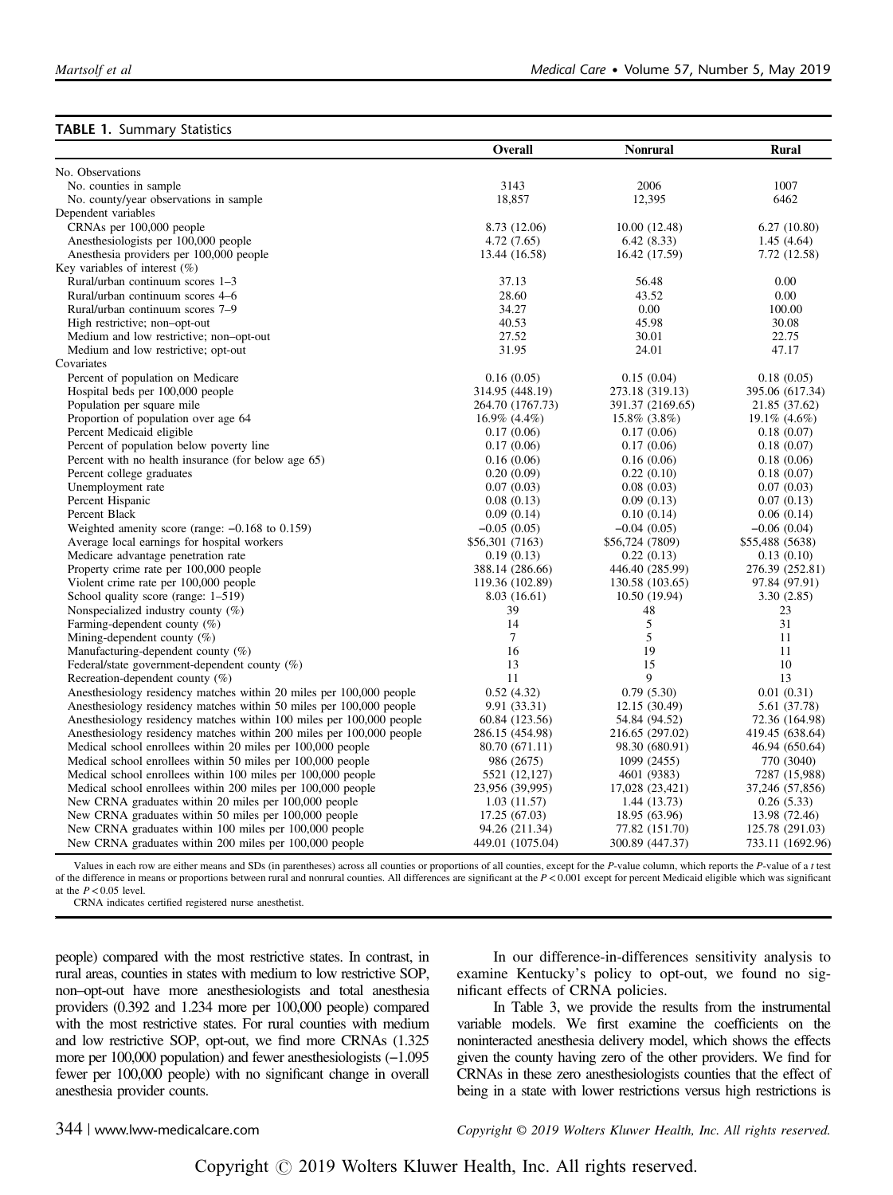**TABLE 1.** Summary Statistics

| | Overall | Nonrural | Rural |
|---|---|---|---|
| No. Observations | | | |
| No. counties in sample | 3143 | 2006 | 1007 |
| No. county/year observations in sample | 18,857 | 12,395 | 6462 |
| Dependent variables | | | |
| CRNAs per 100,000 people | 8.73 (12.06) | 10.00 (12.48) | 6.27 (10.80) |
| Anesthesiologists per 100,000 people | 4.72 (7.65) | 6.42 (8.33) | 1.45 (4.64) |
| Anesthesia providers per 100,000 people | 13.44 (16.58) | 16.42 (17.59) | 7.72 (12.58) |
| Key variables of interest (%) | | | |
| Rural/urban continuum scores 1–3 | 37.13 | 56.48 | 0.00 |
| Rural/urban continuum scores 4–6 | 28.60 | 43.52 | 0.00 |
| Rural/urban continuum scores 7–9 | 34.27 | 0.00 | 100.00 |
| High restrictive; non–opt-out | 40.53 | 45.98 | 30.08 |
| Medium and low restrictive; non–opt-out | 27.52 | 30.01 | 22.75 |
| Medium and low restrictive; opt-out | 31.95 | 24.01 | 47.17 |
| Covariates | | | |
| Percent of population on Medicare | 0.16 (0.05) | 0.15 (0.04) | 0.18 (0.05) |
| Hospital beds per 100,000 people | 314.95 (448.19) | 273.18 (319.13) | 395.06 (617.34) |
| Population per square mile | 264.70 (1767.73) | 391.37 (2169.65) | 21.85 (37.62) |
| Proportion of population over age 64 | 16.9% (4.4%) | 15.8% (3.8%) | 19.1% (4.6%) |
| Percent Medicaid eligible | 0.17 (0.06) | 0.17 (0.06) | 0.18 (0.07) |
| Percent of population below poverty line | 0.17 (0.06) | 0.17 (0.06) | 0.18 (0.07) |
| Percent with no health insurance (for below age 65) | 0.16 (0.06) | 0.16 (0.06) | 0.18 (0.06) |
| Percent college graduates | 0.20 (0.09) | 0.22 (0.10) | 0.18 (0.07) |
| Unemployment rate | 0.07 (0.03) | 0.08 (0.03) | 0.07 (0.03) |
| Percent Hispanic | 0.08 (0.13) | 0.09 (0.13) | 0.07 (0.13) |
| Percent Black | 0.09 (0.14) | 0.10 (0.14) | 0.06 (0.14) |
| Weighted amenity score (range: −0.168 to 0.159) | −0.05 (0.05) | −0.04 (0.05) | −0.06 (0.04) |
| Average local earnings for hospital workers | $56,301 (7163) | $56,724 (7809) | $55,488 (5638) |
| Medicare advantage penetration rate | 0.19 (0.13) | 0.22 (0.13) | 0.13 (0.10) |
| Property crime rate per 100,000 people | 388.14 (286.66) | 446.40 (285.99) | 276.39 (252.81) |
| Violent crime rate per 100,000 people | 119.36 (102.89) | 130.58 (103.65) | 97.84 (97.91) |
| School quality score (range: 1–519) | 8.03 (16.61) | 10.50 (19.94) | 3.30 (2.85) |
| Nonspecialized industry county (%) | 39 | 48 | 23 |
| Farming-dependent county (%) | 14 | 5 | 31 |
| Mining-dependent county (%) | 7 | 5 | 11 |
| Manufacturing-dependent county (%) | 16 | 19 | 11 |
| Federal/state government-dependent county (%) | 13 | 15 | 10 |
| Recreation-dependent county (%) | 11 | 9 | 13 |
| Anesthesiology residency matches within 20 miles per 100,000 people | 0.52 (4.32) | 0.79 (5.30) | 0.01 (0.31) |
| Anesthesiology residency matches within 50 miles per 100,000 people | 9.91 (33.31) | 12.15 (30.49) | 5.61 (37.78) |
| Anesthesiology residency matches within 100 miles per 100,000 people | 60.84 (123.56) | 54.84 (94.52) | 72.36 (164.98) |
| Anesthesiology residency matches within 200 miles per 100,000 people | 286.15 (454.98) | 216.65 (297.02) | 419.45 (638.64) |
| Medical school enrollees within 20 miles per 100,000 people | 80.70 (671.11) | 98.30 (680.91) | 46.94 (650.64) |
| Medical school enrollees within 50 miles per 100,000 people | 986 (2675) | 1099 (2455) | 770 (3040) |
| Medical school enrollees within 100 miles per 100,000 people | 5521 (12,127) | 4601 (9383) | 7287 (15,988) |
| Medical school enrollees within 200 miles per 100,000 people | 23,956 (39,995) | 17,028 (23,421) | 37,246 (57,856) |
| New CRNA graduates within 20 miles per 100,000 people | 1.03 (11.57) | 1.44 (13.73) | 0.26 (5.33) |
| New CRNA graduates within 50 miles per 100,000 people | 17.25 (67.03) | 18.95 (63.96) | 13.98 (72.46) |
| New CRNA graduates within 100 miles per 100,000 people | 94.26 (211.34) | 77.82 (151.70) | 125.78 (291.03) |
| New CRNA graduates within 200 miles per 100,000 people | 449.01 (1075.04) | 300.89 (447.37) | 733.11 (1692.96) |

Values in each row are either means and SDs (in parentheses) across all counties or proportions of all counties, except for the P-value column, which reports the P-value of a t test of the difference in means or proportions between rural and nonrural counties. All differences are significant at the $P<0.001$ except for percent Medicaid eligible which was significant at the $P<0.05$ level.

CRNA indicates certified registered nurse anesthetist.

people) compared with the most restrictive states. In contrast, in rural areas, counties in states with medium to low restrictive SOP, non–opt-out have more anesthesiologists and total anesthesia providers (0.392 and 1.234 more per 100,000 people) compared with the most restrictive states. For rural counties with medium and low restrictive SOP, opt-out, we find more CRNAs (1.325 more per 100,000 population) and fewer anesthesiologists (−1.095 fewer per 100,000 people) with no significant change in overall anesthesia provider counts.

In our difference-in-differences sensitivity analysis to examine Kentucky's policy to opt-out, we found no significant effects of CRNA policies.

In Table 3, we provide the results from the instrumental variable models. We first examine the coefficients on the noninteracted anesthesia delivery model, which shows the effects given the county having zero of the other providers. We find for CRNAs in these zero anesthesiologists counties that the effect of being in a state with lower restrictions versus high restrictions is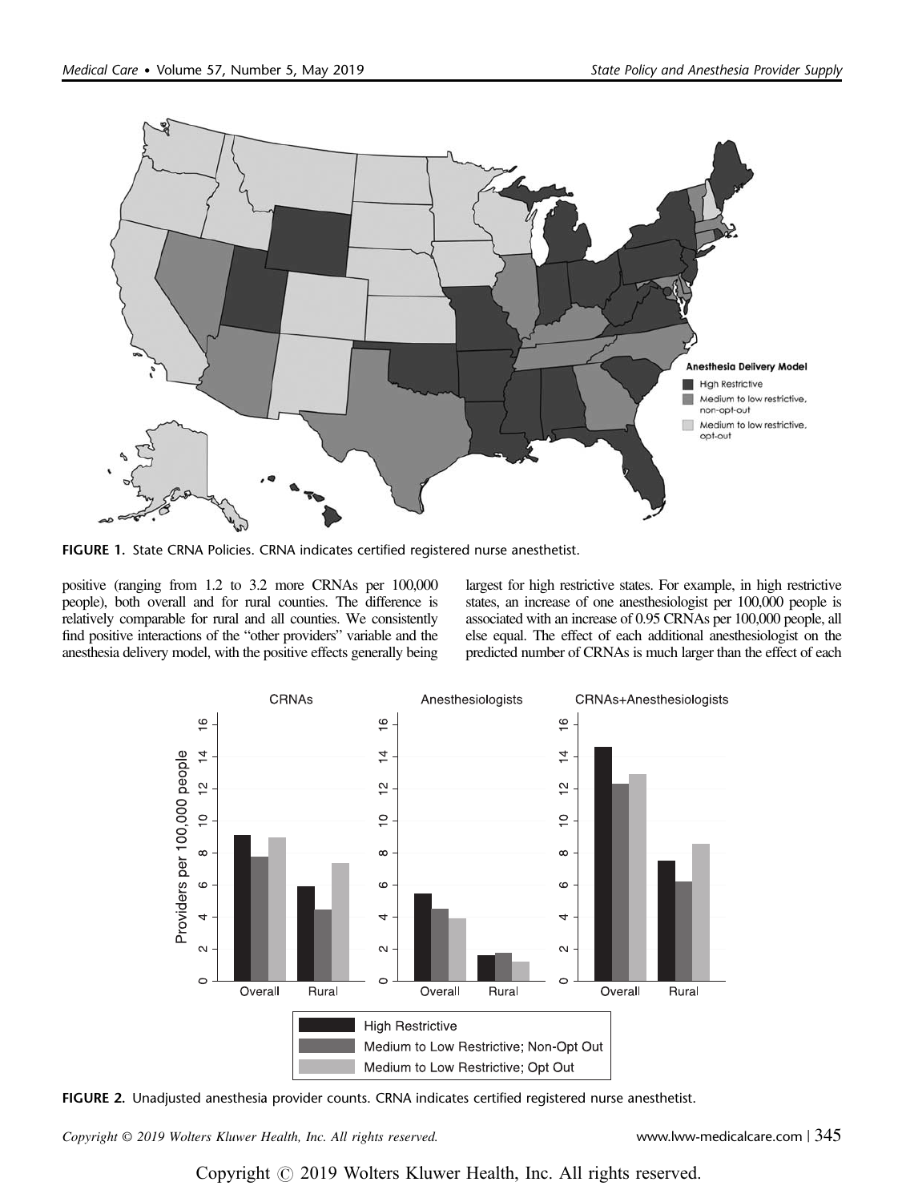FIGURE 1. State CRNA Policies. CRNA indicates certified registered nurse anesthetist.

positive (ranging from 1.2 to 3.2 more CRNAs per 100,000 people), both overall and for rural counties. The difference is relatively comparable for rural and all counties. We consistently find positive interactions of the "other providers" variable and the anesthesia delivery model, with the positive effects generally being largest for high restrictive states. For example, in high restrictive states, an increase of one anesthesiologist per 100,000 people is associated with an increase of 0.95 CRNAs per 100,000 people, all else equal. The effect of each additional anesthesiologist on the predicted number of CRNAs is much larger than the effect of each

FIGURE 2. Unadjusted anesthesia provider counts. CRNA indicates certified registered nurse anesthetist.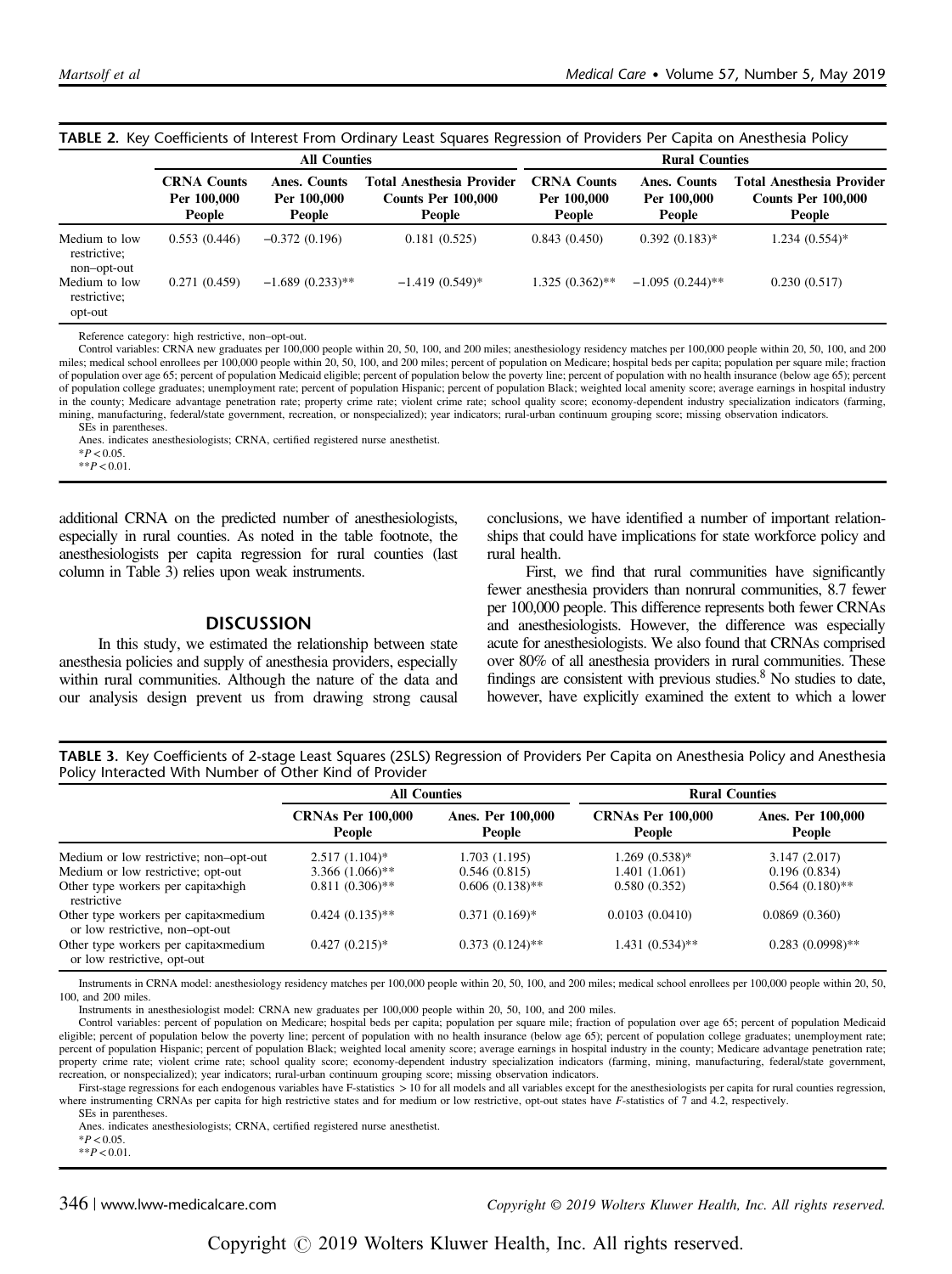**TABLE 2.** Key Coefficients of Interest From Ordinary Least Squares Regression of Providers Per Capita on Anesthesia Policy

| | All Counties | | | Rural Counties | | |
|---|---|---|---|---|---|---|
| | CRNA Counts Per 100,000 People | Anes. Counts Per 100,000 People | Total Anesthesia Provider Counts Per 100,000 People | CRNA Counts Per 100,000 People | Anes. Counts Per 100,000 People | Total Anesthesia Provider Counts Per 100,000 People |
| Medium to low restrictive; non–opt-out | 0.553 (0.446) | −0.372 (0.196) | 0.181 (0.525) | 0.843 (0.450) | 0.392 (0.183)* | 1.234 (0.554)* |
| Medium to low restrictive; opt-out | 0.271 (0.459) | −1.689 (0.233)** | −1.419 (0.549)* | 1.325 (0.362)** | −1.095 (0.244)** | 0.230 (0.517) |

Reference category: high restrictive, non–opt-out.

Control variables: CRNA new graduates per 100,000 people within 20, 50, 100, and 200 miles; anesthesiology residency matches per 100,000 people within 20, 50, 100, and 200 miles; medical school enrollees per 100,000 people within 20, 50, 100, and 200 miles; percent of population on Medicare; hospital beds per capita; population per square mile; fraction of population over age 65; percent of population Medicaid eligible; percent of population below the poverty line; percent of population with no health insurance (below age 65); percent of population college graduates; unemployment rate; percent of population Hispanic; percent of population Black; weighted local amenity score; average earnings in hospital industry in the county; Medicare advantage penetration rate; property crime rate; violent crime rate; school quality score; economy-dependent industry specialization indicators (farming, mining, manufacturing, federal/state government, recreation, or nonspecialized); year indicators; rural-urban continuum grouping score; missing observation indicators.

SEs in parentheses.

Anes. indicates anesthesiologists; CRNA, certified registered nurse anesthetist.

*$P<0.05$.

**$P<0.01$.

additional CRNA on the predicted number of anesthesiologists, especially in rural counties. As noted in the table footnote, the anesthesiologists per capita regression for rural counties (last column in Table 3) relies upon weak instruments.

## DISCUSSION

In this study, we estimated the relationship between state anesthesia policies and supply of anesthesia providers, especially within rural communities. Although the nature of the data and our analysis design prevent us from drawing strong causal conclusions, we have identified a number of important relationships that could have implications for state workforce policy and rural health.

First, we find that rural communities have significantly fewer anesthesia providers than nonrural communities, 8.7 fewer per 100,000 people. This difference represents both fewer CRNAs and anesthesiologists. However, the difference was especially acute for anesthesiologists. We also found that CRNAs comprised over 80% of all anesthesia providers in rural communities. These findings are consistent with previous studies.[8] No studies to date, however, have explicitly examined the extent to which a lower

**TABLE 3.** Key Coefficients of 2-stage Least Squares (2SLS) Regression of Providers Per Capita on Anesthesia Policy and Anesthesia Policy Interacted With Number of Other Kind of Provider

| | All Counties | | Rural Counties | |
|---|---|---|---|---|
| | CRNAs Per 100,000 People | Anes. Per 100,000 People | CRNAs Per 100,000 People | Anes. Per 100,000 People |
| Medium or low restrictive; non–opt-out | 2.517 (1.104)* | 1.703 (1.195) | 1.269 (0.538)* | 3.147 (2.017) |
| Medium or low restrictive; opt-out | 3.366 (1.066)** | 0.546 (0.815) | 1.401 (1.061) | 0.196 (0.834) |
| Other type workers per capita×high restrictive | 0.811 (0.306)** | 0.606 (0.138)** | 0.580 (0.352) | 0.564 (0.180)** |
| Other type workers per capita×medium or low restrictive, non–opt-out | 0.424 (0.135)** | 0.371 (0.169)* | 0.0103 (0.0410) | 0.0869 (0.360) |
| Other type workers per capita×medium or low restrictive, opt-out | 0.427 (0.215)* | 0.373 (0.124)** | 1.431 (0.534)** | 0.283 (0.0998)** |

Instruments in CRNA model: anesthesiology residency matches per 100,000 people within 20, 50, 100, and 200 miles; medical school enrollees per 100,000 people within 20, 50, 100, and 200 miles.

Instruments in anesthesiologist model: CRNA new graduates per 100,000 people within 20, 50, 100, and 200 miles.

Control variables: percent of population on Medicare; hospital beds per capita; population per square mile; fraction of population over age 65; percent of population Medicaid eligible; percent of population below the poverty line; percent of population with no health insurance (below age 65); percent of population college graduates; unemployment rate; percent of population Hispanic; percent of population Black; weighted local amenity score; average earnings in hospital industry in the county; Medicare advantage penetration rate; property crime rate; violent crime rate; school quality score; economy-dependent industry specialization indicators (farming, mining, manufacturing, federal/state government, recreation, or nonspecialized); year indicators; rural-urban continuum grouping score; missing observation indicators.

First-stage regressions for each endogenous variables have F-statistics > 10 for all models and all variables except for the anesthesiologists per capita for rural counties regression, where instrumenting CRNAs per capita for high restrictive states and for medium or low restrictive, opt-out states have F-statistics of 7 and 4.2, respectively.

SEs in parentheses.

Anes. indicates anesthesiologists; CRNA, certified registered nurse anesthetist.

*$P<0.05$.

**$P<0.01$.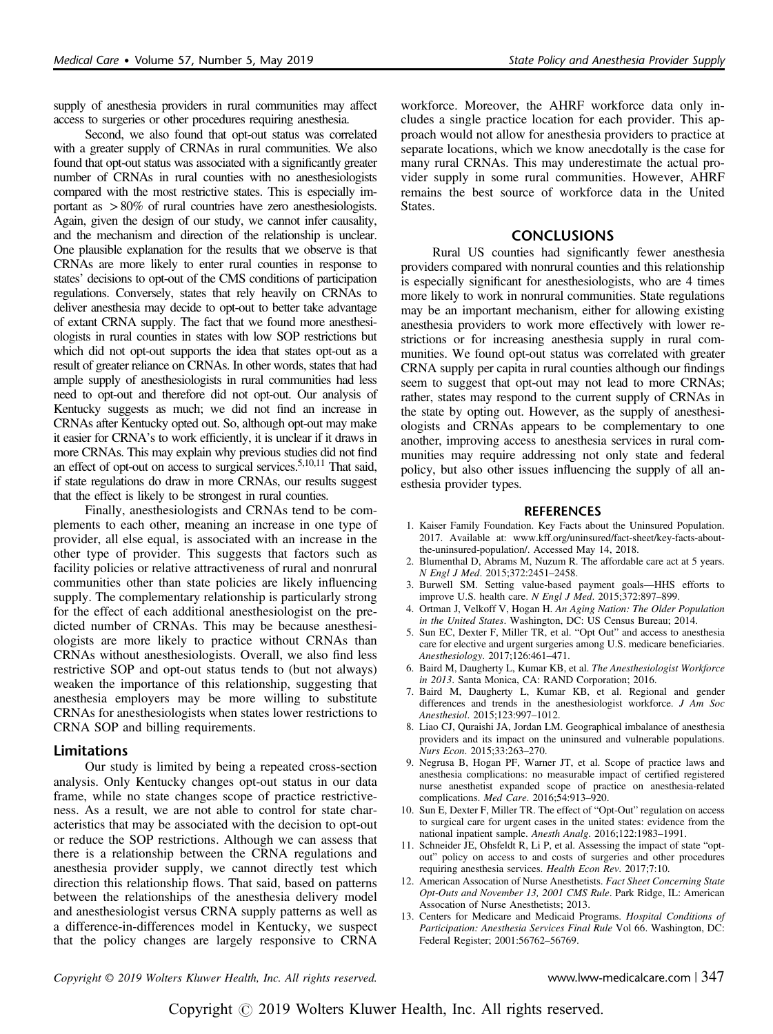supply of anesthesia providers in rural communities may affect access to surgeries or other procedures requiring anesthesia.

Second, we also found that opt-out status was correlated with a greater supply of CRNAs in rural communities. We also found that opt-out status was associated with a significantly greater number of CRNAs in rural counties with no anesthesiologists compared with the most restrictive states. This is especially important as >80% of rural countries have zero anesthesiologists. Again, given the design of our study, we cannot infer causality, and the mechanism and direction of the relationship is unclear. One plausible explanation for the results that we observe is that CRNAs are more likely to enter rural counties in response to states' decisions to opt-out of the CMS conditions of participation regulations. Conversely, states that rely heavily on CRNAs to deliver anesthesia may decide to opt-out to better take advantage of extant CRNA supply. The fact that we found more anesthesiologists in rural counties in states with low SOP restrictions but which did not opt-out supports the idea that states opt-out as a result of greater reliance on CRNAs. In other words, states that had ample supply of anesthesiologists in rural communities had less need to opt-out and therefore did not opt-out. Our analysis of Kentucky suggests as much; we did not find an increase in CRNAs after Kentucky opted out. So, although opt-out may make it easier for CRNA's to work efficiently, it is unclear if it draws in more CRNAs. This may explain why previous studies did not find an effect of opt-out on access to surgical services.[5,10,11] That said, if state regulations do draw in more CRNAs, our results suggest that the effect is likely to be strongest in rural counties.

Finally, anesthesiologists and CRNAs tend to be complements to each other, meaning an increase in one type of provider, all else equal, is associated with an increase in the other type of provider. This suggests that factors such as facility policies or relative attractiveness of rural and nonrural communities other than state policies are likely influencing supply. The complementary relationship is particularly strong for the effect of each additional anesthesiologist on the predicted number of CRNAs. This may be because anesthesiologists are more likely to practice without CRNAs than CRNAs without anesthesiologists. Overall, we also find less restrictive SOP and opt-out status tends to (but not always) weaken the importance of this relationship, suggesting that anesthesia employers may be more willing to substitute CRNAs for anesthesiologists when states lower restrictions to CRNA SOP and billing requirements.

## Limitations

Our study is limited by being a repeated cross-section analysis. Only Kentucky changes opt-out status in our data frame, while no state changes scope of practice restrictiveness. As a result, we are not able to control for state characteristics that may be associated with the decision to opt-out or reduce the SOP restrictions. Although we can assess that there is a relationship between the CRNA regulations and anesthesia provider supply, we cannot directly test which direction this relationship flows. That said, based on patterns between the relationships of the anesthesia delivery model and anesthesiologist versus CRNA supply patterns as well as a difference-in-differences model in Kentucky, we suspect that the policy changes are largely responsive to CRNA workforce. Moreover, the AHRF workforce data only includes a single practice location for each provider. This approach would not allow for anesthesia providers to practice at separate locations, which we know anecdotally is the case for many rural CRNAs. This may underestimate the actual provider supply in some rural communities. However, AHRF remains the best source of workforce data in the United States.

## CONCLUSIONS

Rural US counties had significantly fewer anesthesia providers compared with nonrural counties and this relationship is especially significant for anesthesiologists, who are 4 times more likely to work in nonrural communities. State regulations may be an important mechanism, either for allowing existing anesthesia providers to work more effectively with lower restrictions or for increasing anesthesia supply in rural communities. We found opt-out status was correlated with greater CRNA supply per capita in rural counties although our findings seem to suggest that opt-out may not lead to more CRNAs; rather, states may respond to the current supply of CRNAs in the state by opting out. However, as the supply of anesthesiologists and CRNAs appears to be complementary to one another, improving access to anesthesia services in rural communities may require addressing not only state and federal policy, but also other issues influencing the supply of all anesthesia provider types.

## REFERENCES

1. Kaiser Family Foundation. Key Facts about the Uninsured Population. 2017. Available at: www.kff.org/uninsured/fact-sheet/key-facts-about-the-uninsured-population/. Accessed May 14, 2018.
2. Blumenthal D, Abrams M, Nuzum R. The affordable care act at 5 years. *N Engl J Med*. 2015;372:2451–2458.
3. Burwell SM. Setting value-based payment goals—HHS efforts to improve U.S. health care. *N Engl J Med*. 2015;372:897–899.
4. Ortman J, Velkoff V, Hogan H. *An Aging Nation: The Older Population in the United States*. Washington, DC: US Census Bureau; 2014.
5. Sun EC, Dexter F, Miller TR, et al. "Opt Out" and access to anesthesia care for elective and urgent surgeries among U.S. medicare beneficiaries. *Anesthesiology*. 2017;126:461–471.
6. Baird M, Daugherty L, Kumar KB, et al. *The Anesthesiologist Workforce in 2013*. Santa Monica, CA: RAND Corporation; 2016.
7. Baird M, Daugherty L, Kumar KB, et al. Regional and gender differences and trends in the anesthesiologist workforce. *J Am Soc Anesthesiol*. 2015;123:997–1012.
8. Liao CJ, Quraishi JA, Jordan LM. Geographical imbalance of anesthesia providers and its impact on the uninsured and vulnerable populations. *Nurs Econ*. 2015;33:263–270.
9. Negrusa B, Hogan PF, Warner JT, et al. Scope of practice laws and anesthesia complications: no measurable impact of certified registered nurse anesthetist expanded scope of practice on anesthesia-related complications. *Med Care*. 2016;54:913–920.
10. Sun E, Dexter F, Miller TR. The effect of "Opt-Out" regulation on access to surgical care for urgent cases in the united states: evidence from the national inpatient sample. *Anesth Analg*. 2016;122:1983–1991.
11. Schneider JE, Ohsfeldt R, Li P, et al. Assessing the impact of state "opt-out" policy on access to and costs of surgeries and other procedures requiring anesthesia services. *Health Econ Rev*. 2017;7:10.
12. American Assocation of Nurse Anesthetists. *Fact Sheet Concerning State Opt-Outs and November 13, 2001 CMS Rule*. Park Ridge, IL: American Assocation of Nurse Anesthetists; 2013.
13. Centers for Medicare and Medicaid Programs. *Hospital Conditions of Participation: Anesthesia Services Final Rule* Vol 66. Washington, DC: Federal Register; 2001:56762–56769.